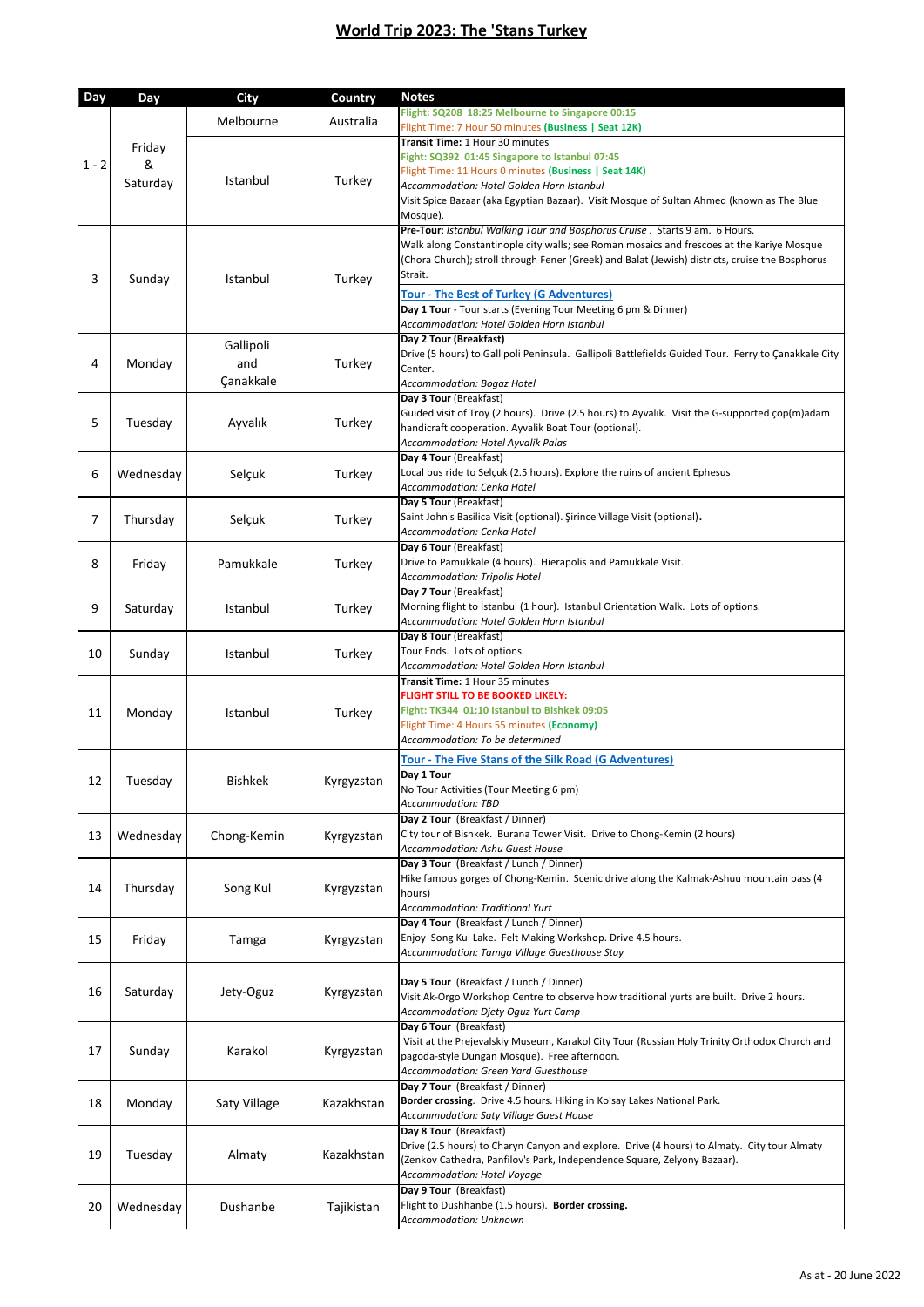# World Trip 2023: The 'Stans Turkey

| Day | Day | City | Country | Notes |
|---|---|---|---|---|
| 1 - 2 | Friday & Saturday | Melbourne | Australia | **Flight: SQ208 18:25 Melbourne to Singapore 00:15**<br>Flight Time: 7 Hour 50 minutes **(Business \| Seat 12K)** |
| | | Istanbul | Turkey | **Transit Time:** 1 Hour 30 minutes<br>**Fight: SQ392 01:45 Singapore to Istanbul 07:45**<br>Flight Time: 11 Hours 0 minutes **(Business \| Seat 14K)**<br>*Accommodation: Hotel Golden Horn Istanbul*<br>Visit Spice Bazaar (aka Egyptian Bazaar). Visit Mosque of Sultan Ahmed (known as The Blue Mosque). |
| 3 | Sunday | Istanbul | Turkey | **Pre-Tour:** *Istanbul Walking Tour and Bosphorus Cruise*. Starts 9 am. 6 Hours.<br>Walk along Constantinople city walls; see Roman mosaics and frescoes at the Kariye Mosque (Chora Church); stroll through Fener (Greek) and Balat (Jewish) districts, cruise the Bosphorus Strait.<br>**Tour - The Best of Turkey (G Adventures)**<br>**Day 1 Tour** - Tour starts (Evening Tour Meeting 6 pm & Dinner)<br>*Accommodation: Hotel Golden Horn Istanbul* |
| 4 | Monday | Gallipoli and Çanakkale | Turkey | **Day 2 Tour (Breakfast)**<br>Drive (5 hours) to Gallipoli Peninsula. Gallipoli Battlefields Guided Tour. Ferry to Çanakkale City Center.<br>*Accommodation: Bogaz Hotel* |
| 5 | Tuesday | Ayvalık | Turkey | **Day 3 Tour** (Breakfast)<br>Guided visit of Troy (2 hours). Drive (2.5 hours) to Ayvalık. Visit the G-supported çöp(m)adam handicraft cooperation. Ayvalik Boat Tour (optional).<br>*Accommodation: Hotel Ayvalik Palas* |
| 6 | Wednesday | Selçuk | Turkey | **Day 4 Tour** (Breakfast)<br>Local bus ride to Selçuk (2.5 hours). Explore the ruins of ancient Ephesus<br>*Accommodation: Cenka Hotel* |
| 7 | Thursday | Selçuk | Turkey | **Day 5 Tour** (Breakfast)<br>Saint John's Basilica Visit (optional). Şirince Village Visit (optional).<br>*Accommodation: Cenka Hotel* |
| 8 | Friday | Pamukkale | Turkey | **Day 6 Tour** (Breakfast)<br>Drive to Pamukkale (4 hours). Hierapolis and Pamukkale Visit.<br>*Accommodation: Tripolis Hotel* |
| 9 | Saturday | Istanbul | Turkey | **Day 7 Tour** (Breakfast)<br>Morning flight to İstanbul (1 hour). Istanbul Orientation Walk. Lots of options.<br>*Accommodation: Hotel Golden Horn Istanbul* |
| 10 | Sunday | Istanbul | Turkey | **Day 8 Tour** (Breakfast)<br>Tour Ends. Lots of options.<br>*Accommodation: Hotel Golden Horn Istanbul* |
| 11 | Monday | Istanbul | Turkey | **Transit Time:** 1 Hour 35 minutes<br>**FLIGHT STILL TO BE BOOKED LIKELY:**<br>**Fight: TK344 01:10 Istanbul to Bishkek 09:05**<br>Flight Time: 4 Hours 55 minutes **(Economy)**<br>*Accommodation: To be determined* |
| 12 | Tuesday | Bishkek | Kyrgyzstan | **Tour - The Five Stans of the Silk Road (G Adventures)**<br>**Day 1 Tour**<br>No Tour Activities (Tour Meeting 6 pm)<br>*Accommodation: TBD* |
| 13 | Wednesday | Chong-Kemin | Kyrgyzstan | **Day 2 Tour** (Breakfast / Dinner)<br>City tour of Bishkek. Burana Tower Visit. Drive to Chong-Kemin (2 hours)<br>*Accommodation: Ashu Guest House* |
| 14 | Thursday | Song Kul | Kyrgyzstan | **Day 3 Tour** (Breakfast / Lunch / Dinner)<br>Hike famous gorges of Chong-Kemin. Scenic drive along the Kalmak-Ashuu mountain pass (4 hours)<br>*Accommodation: Traditional Yurt* |
| 15 | Friday | Tamga | Kyrgyzstan | **Day 4 Tour** (Breakfast / Lunch / Dinner)<br>Enjoy Song Kul Lake. Felt Making Workshop. Drive 4.5 hours.<br>*Accommodation: Tamga Village Guesthouse Stay* |
| 16 | Saturday | Jety-Oguz | Kyrgyzstan | **Day 5 Tour** (Breakfast / Lunch / Dinner)<br>Visit Ak-Orgo Workshop Centre to observe how traditional yurts are built. Drive 2 hours.<br>*Accommodation: Djety Oguz Yurt Camp* |
| 17 | Sunday | Karakol | Kyrgyzstan | **Day 6 Tour** (Breakfast)<br>Visit at the Prejevalskiy Museum, Karakol City Tour (Russian Holy Trinity Orthodox Church and pagoda-style Dungan Mosque). Free afternoon.<br>*Accommodation: Green Yard Guesthouse* |
| 18 | Monday | Saty Village | Kazakhstan | **Day 7 Tour** (Breakfast / Dinner)<br>**Border crossing**. Drive 4.5 hours. Hiking in Kolsay Lakes National Park.<br>*Accommodation: Saty Village Guest House* |
| 19 | Tuesday | Almaty | Kazakhstan | **Day 8 Tour** (Breakfast)<br>Drive (2.5 hours) to Charyn Canyon and explore. Drive (4 hours) to Almaty. City tour Almaty (Zenkov Cathedra, Panfilov's Park, Independence Square, Zelyony Bazaar).<br>*Accommodation: Hotel Voyage* |
| 20 | Wednesday | Dushanbe | Tajikistan | **Day 9 Tour** (Breakfast)<br>Flight to Dushhanbe (1.5 hours). **Border crossing.**<br>*Accommodation: Unknown* |

As at - 20 June 2022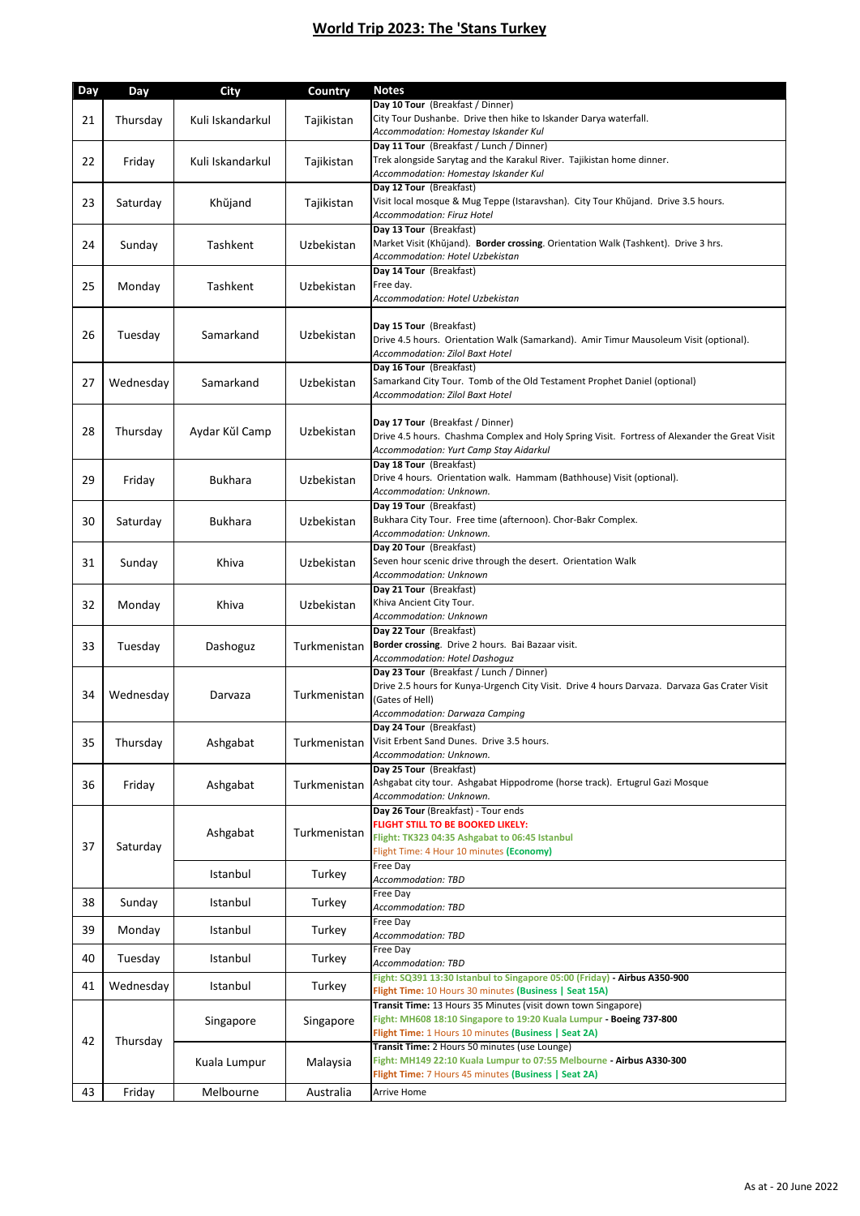# World Trip 2023: The 'Stans Turkey

| Day | Day | City | Country | Notes |
|---|---|---|---|---|
| 21 | Thursday | Kuli Iskandarkul | Tajikistan | **Day 10 Tour** (Breakfast / Dinner)<br>City Tour Dushanbe. Drive then hike to Iskander Darya waterfall.<br>*Accommodation: Homestay Iskander Kul* |
| 22 | Friday | Kuli Iskandarkul | Tajikistan | **Day 11 Tour** (Breakfast / Lunch / Dinner)<br>Trek alongside Sarytag and the Karakul River. Tajikistan home dinner.<br>*Accommodation: Homestay Iskander Kul* |
| 23 | Saturday | Khŭjand | Tajikistan | **Day 12 Tour** (Breakfast)<br>Visit local mosque & Mug Teppe (Istaravshan). City Tour Khŭjand. Drive 3.5 hours.<br>*Accommodation: Firuz Hotel* |
| 24 | Sunday | Tashkent | Uzbekistan | **Day 13 Tour** (Breakfast)<br>Market Visit (Khŭjand). **Border crossing**. Orientation Walk (Tashkent). Drive 3 hrs.<br>*Accommodation: Hotel Uzbekistan* |
| 25 | Monday | Tashkent | Uzbekistan | **Day 14 Tour** (Breakfast)<br>Free day.<br>*Accommodation: Hotel Uzbekistan* |
| 26 | Tuesday | Samarkand | Uzbekistan | **Day 15 Tour** (Breakfast)<br>Drive 4.5 hours. Orientation Walk (Samarkand). Amir Timur Mausoleum Visit (optional).<br>*Accommodation: Zilol Baxt Hotel* |
| 27 | Wednesday | Samarkand | Uzbekistan | **Day 16 Tour** (Breakfast)<br>Samarkand City Tour. Tomb of the Old Testament Prophet Daniel (optional)<br>*Accommodation: Zilol Baxt Hotel* |
| 28 | Thursday | Aydar Kŭl Camp | Uzbekistan | **Day 17 Tour** (Breakfast / Dinner)<br>Drive 4.5 hours. Chashma Complex and Holy Spring Visit. Fortress of Alexander the Great Visit<br>*Accommodation: Yurt Camp Stay Aidarkul* |
| 29 | Friday | Bukhara | Uzbekistan | **Day 18 Tour** (Breakfast)<br>Drive 4 hours. Orientation walk. Hammam (Bathhouse) Visit (optional).<br>*Accommodation: Unknown.* |
| 30 | Saturday | Bukhara | Uzbekistan | **Day 19 Tour** (Breakfast)<br>Bukhara City Tour. Free time (afternoon). Chor-Bakr Complex.<br>*Accommodation: Unknown.* |
| 31 | Sunday | Khiva | Uzbekistan | **Day 20 Tour** (Breakfast)<br>Seven hour scenic drive through the desert. Orientation Walk<br>*Accommodation: Unknown* |
| 32 | Monday | Khiva | Uzbekistan | **Day 21 Tour** (Breakfast)<br>Khiva Ancient City Tour.<br>*Accommodation: Unknown* |
| 33 | Tuesday | Dashoguz | Turkmenistan | **Day 22 Tour** (Breakfast)<br>**Border crossing**. Drive 2 hours. Bai Bazaar visit.<br>*Accommodation: Hotel Dashoguz* |
| 34 | Wednesday | Darvaza | Turkmenistan | **Day 23 Tour** (Breakfast / Lunch / Dinner)<br>Drive 2.5 hours for Kunya-Urgench City Visit. Drive 4 hours Darvaza. Darvaza Gas Crater Visit (Gates of Hell)<br>*Accommodation: Darwaza Camping* |
| 35 | Thursday | Ashgabat | Turkmenistan | **Day 24 Tour** (Breakfast)<br>Visit Erbent Sand Dunes. Drive 3.5 hours.<br>*Accommodation: Unknown.* |
| 36 | Friday | Ashgabat | Turkmenistan | **Day 25 Tour** (Breakfast)<br>Ashgabat city tour. Ashgabat Hippodrome (horse track). Ertugrul Gazi Mosque<br>*Accommodation: Unknown.* |
| 37 | Saturday | Ashgabat | Turkmenistan | **Day 26 Tour** (Breakfast) - Tour ends<br>**FLIGHT STILL TO BE BOOKED LIKELY:**<br>**Flight: TK323 04:35 Ashgabat to 06:45 Istanbul**<br>Flight Time: 4 Hour 10 minutes **(Economy)** |
| | | Istanbul | Turkey | Free Day<br>*Accommodation: TBD* |
| 38 | Sunday | Istanbul | Turkey | Free Day<br>*Accommodation: TBD* |
| 39 | Monday | Istanbul | Turkey | Free Day<br>*Accommodation: TBD* |
| 40 | Tuesday | Istanbul | Turkey | Free Day<br>*Accommodation: TBD* |
| 41 | Wednesday | Istanbul | Turkey | **Fight: SQ391 13:30 Istanbul to Singapore 05:00 (Friday) - Airbus A350-900**<br>**Flight Time:** 10 Hours 30 minutes **(Business \| Seat 15A)** |
| 42 | Thursday | Singapore | Singapore | **Transit Time:** 13 Hours 35 Minutes (visit down town Singapore)<br>**Fight: MH608 18:10 Singapore to 19:20 Kuala Lumpur - Boeing 737-800**<br>**Flight Time:** 1 Hours 10 minutes **(Business \| Seat 2A)** |
| | | Kuala Lumpur | Malaysia | **Transit Time:** 2 Hours 50 minutes (use Lounge)<br>**Fight: MH149 22:10 Kuala Lumpur to 07:55 Melbourne - Airbus A330-300**<br>**Flight Time:** 7 Hours 45 minutes **(Business \| Seat 2A)** |
| 43 | Friday | Melbourne | Australia | Arrive Home |

As at - 20 June 2022